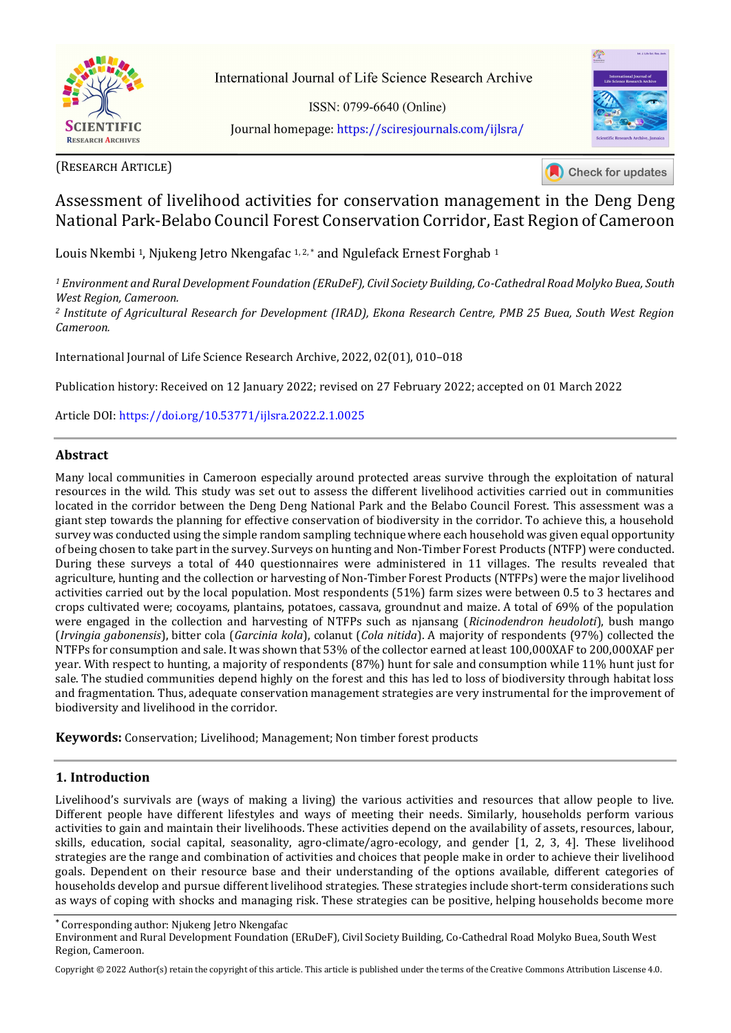(Research Article)

# Assessment of livelihood activities for conservation management in the Deng Deng National Park-Belabo Council Forest Conservation Corridor, East Region of Cameroon

Louis Nkembi [1], Njukeng Jetro Nkengafac [1, 2, *] and Ngulefack Ernest Forghab [1]

*[1] Environment and Rural Development Foundation (ERuDeF), Civil Society Building, Co-Cathedral Road Molyko Buea, South West Region, Cameroon.*
*[2] Institute of Agricultural Research for Development (IRAD), Ekona Research Centre, PMB 25 Buea, South West Region Cameroon.*

International Journal of Life Science Research Archive, 2022, 02(01), 010–018

Publication history: Received on 12 January 2022; revised on 27 February 2022; accepted on 01 March 2022

Article DOI: https://doi.org/10.53771/ijlsra.2022.2.1.0025

## Abstract

Many local communities in Cameroon especially around protected areas survive through the exploitation of natural resources in the wild. This study was set out to assess the different livelihood activities carried out in communities located in the corridor between the Deng Deng National Park and the Belabo Council Forest. This assessment was a giant step towards the planning for effective conservation of biodiversity in the corridor. To achieve this, a household survey was conducted using the simple random sampling technique where each household was given equal opportunity of being chosen to take part in the survey. Surveys on hunting and Non-Timber Forest Products (NTFP) were conducted. During these surveys a total of 440 questionnaires were administered in 11 villages. The results revealed that agriculture, hunting and the collection or harvesting of Non-Timber Forest Products (NTFPs) were the major livelihood activities carried out by the local population. Most respondents (51%) farm sizes were between 0.5 to 3 hectares and crops cultivated were; cocoyams, plantains, potatoes, cassava, groundnut and maize. A total of 69% of the population were engaged in the collection and harvesting of NTFPs such as njansang (*Ricinodendron heudoloti*), bush mango (*Irvingia gabonensis*), bitter cola (*Garcinia kola*), colanut (*Cola nitida*). A majority of respondents (97%) collected the NTFPs for consumption and sale. It was shown that 53% of the collector earned at least 100,000XAF to 200,000XAF per year. With respect to hunting, a majority of respondents (87%) hunt for sale and consumption while 11% hunt just for sale. The studied communities depend highly on the forest and this has led to loss of biodiversity through habitat loss and fragmentation. Thus, adequate conservation management strategies are very instrumental for the improvement of biodiversity and livelihood in the corridor.

**Keywords:** Conservation; Livelihood; Management; Non timber forest products

## 1. Introduction

Livelihood's survivals are (ways of making a living) the various activities and resources that allow people to live. Different people have different lifestyles and ways of meeting their needs. Similarly, households perform various activities to gain and maintain their livelihoods. These activities depend on the availability of assets, resources, labour, skills, education, social capital, seasonality, agro-climate/agro-ecology, and gender [1, 2, 3, 4]. These livelihood strategies are the range and combination of activities and choices that people make in order to achieve their livelihood goals. Dependent on their resource base and their understanding of the options available, different categories of households develop and pursue different livelihood strategies. These strategies include short-term considerations such as ways of coping with shocks and managing risk. These strategies can be positive, helping households become more

* Corresponding author: Njukeng Jetro Nkengafac
Environment and Rural Development Foundation (ERuDeF), Civil Society Building, Co-Cathedral Road Molyko Buea, South West Region, Cameroon.

Copyright © 2022 Author(s) retain the copyright of this article. This article is published under the terms of the Creative Commons Attribution Liscense 4.0.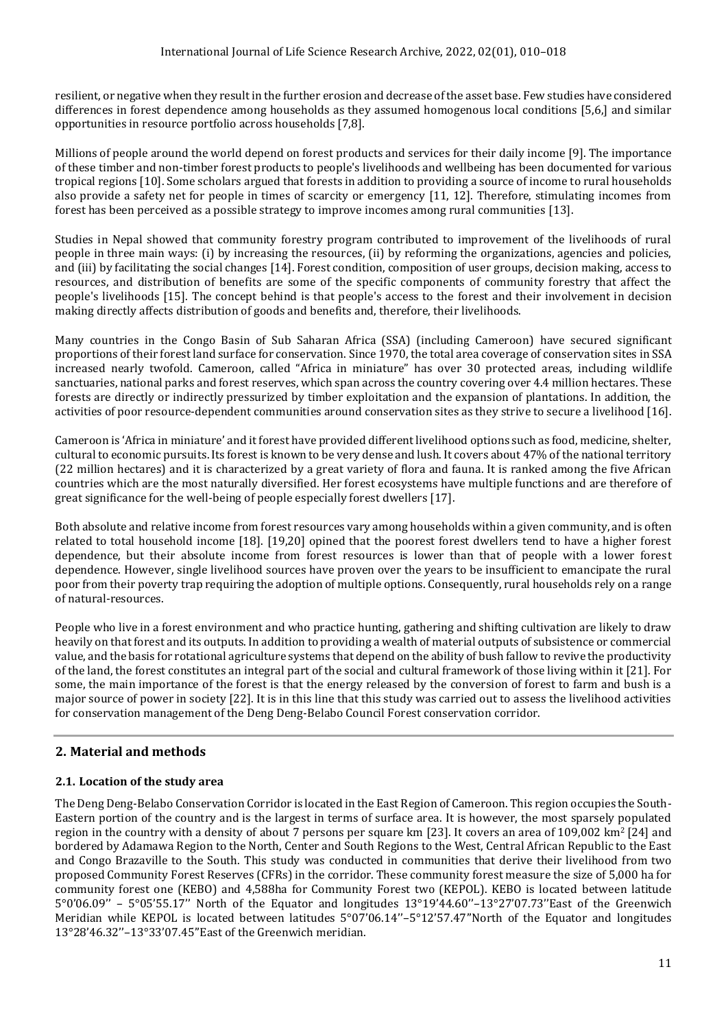resilient, or negative when they result in the further erosion and decrease of the asset base. Few studies have considered differences in forest dependence among households as they assumed homogenous local conditions [5,6,] and similar opportunities in resource portfolio across households [7,8].

Millions of people around the world depend on forest products and services for their daily income [9]. The importance of these timber and non-timber forest products to people's livelihoods and wellbeing has been documented for various tropical regions [10]. Some scholars argued that forests in addition to providing a source of income to rural households also provide a safety net for people in times of scarcity or emergency [11, 12]. Therefore, stimulating incomes from forest has been perceived as a possible strategy to improve incomes among rural communities [13].

Studies in Nepal showed that community forestry program contributed to improvement of the livelihoods of rural people in three main ways: (i) by increasing the resources, (ii) by reforming the organizations, agencies and policies, and (iii) by facilitating the social changes [14]. Forest condition, composition of user groups, decision making, access to resources, and distribution of benefits are some of the specific components of community forestry that affect the people's livelihoods [15]. The concept behind is that people's access to the forest and their involvement in decision making directly affects distribution of goods and benefits and, therefore, their livelihoods.

Many countries in the Congo Basin of Sub Saharan Africa (SSA) (including Cameroon) have secured significant proportions of their forest land surface for conservation. Since 1970, the total area coverage of conservation sites in SSA increased nearly twofold. Cameroon, called "Africa in miniature" has over 30 protected areas, including wildlife sanctuaries, national parks and forest reserves, which span across the country covering over 4.4 million hectares. These forests are directly or indirectly pressurized by timber exploitation and the expansion of plantations. In addition, the activities of poor resource-dependent communities around conservation sites as they strive to secure a livelihood [16].

Cameroon is 'Africa in miniature' and it forest have provided different livelihood options such as food, medicine, shelter, cultural to economic pursuits. Its forest is known to be very dense and lush. It covers about 47% of the national territory (22 million hectares) and it is characterized by a great variety of flora and fauna. It is ranked among the five African countries which are the most naturally diversified. Her forest ecosystems have multiple functions and are therefore of great significance for the well-being of people especially forest dwellers [17].

Both absolute and relative income from forest resources vary among households within a given community, and is often related to total household income [18]. [19,20] opined that the poorest forest dwellers tend to have a higher forest dependence, but their absolute income from forest resources is lower than that of people with a lower forest dependence. However, single livelihood sources have proven over the years to be insufficient to emancipate the rural poor from their poverty trap requiring the adoption of multiple options. Consequently, rural households rely on a range of natural-resources.

People who live in a forest environment and who practice hunting, gathering and shifting cultivation are likely to draw heavily on that forest and its outputs. In addition to providing a wealth of material outputs of subsistence or commercial value, and the basis for rotational agriculture systems that depend on the ability of bush fallow to revive the productivity of the land, the forest constitutes an integral part of the social and cultural framework of those living within it [21]. For some, the main importance of the forest is that the energy released by the conversion of forest to farm and bush is a major source of power in society [22]. It is in this line that this study was carried out to assess the livelihood activities for conservation management of the Deng Deng-Belabo Council Forest conservation corridor.

## 2. Material and methods

### 2.1. Location of the study area

The Deng Deng-Belabo Conservation Corridor is located in the East Region of Cameroon. This region occupies the South-Eastern portion of the country and is the largest in terms of surface area. It is however, the most sparsely populated region in the country with a density of about 7 persons per square km [23]. It covers an area of 109,002 km$^2$ [24] and bordered by Adamawa Region to the North, Center and South Regions to the West, Central African Republic to the East and Congo Brazaville to the South. This study was conducted in communities that derive their livelihood from two proposed Community Forest Reserves (CFRs) in the corridor. These community forest measure the size of 5,000 ha for community forest one (KEBO) and 4,588ha for Community Forest two (KEPOL). KEBO is located between latitude 5°0'06.09'' – 5°05'55.17'' North of the Equator and longitudes 13°19'44.60''–13°27'07.73''East of the Greenwich Meridian while KEPOL is located between latitudes 5°07'06.14''–5°12'57.47"North of the Equator and longitudes 13°28'46.32''–13°33'07.45"East of the Greenwich meridian.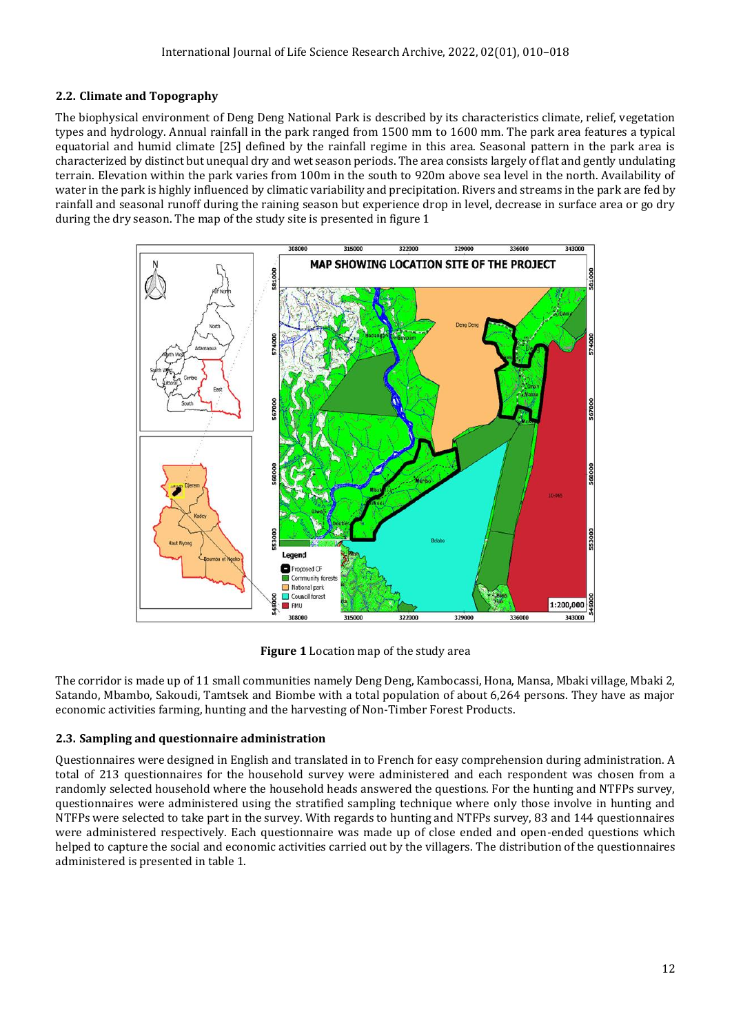## 2.2. Climate and Topography

The biophysical environment of Deng Deng National Park is described by its characteristics climate, relief, vegetation types and hydrology. Annual rainfall in the park ranged from 1500 mm to 1600 mm. The park area features a typical equatorial and humid climate [25] defined by the rainfall regime in this area. Seasonal pattern in the park area is characterized by distinct but unequal dry and wet season periods. The area consists largely of flat and gently undulating terrain. Elevation within the park varies from 100m in the south to 920m above sea level in the north. Availability of water in the park is highly influenced by climatic variability and precipitation. Rivers and streams in the park are fed by rainfall and seasonal runoff during the raining season but experience drop in level, decrease in surface area or go dry during the dry season. The map of the study site is presented in figure 1

**Figure 1** Location map of the study area

The corridor is made up of 11 small communities namely Deng Deng, Kambocassi, Hona, Mansa, Mbaki village, Mbaki 2, Satando, Mbambo, Sakoudi, Tamtsek and Biombe with a total population of about 6,264 persons. They have as major economic activities farming, hunting and the harvesting of Non-Timber Forest Products.

## 2.3. Sampling and questionnaire administration

Questionnaires were designed in English and translated in to French for easy comprehension during administration. A total of 213 questionnaires for the household survey were administered and each respondent was chosen from a randomly selected household where the household heads answered the questions. For the hunting and NTFPs survey, questionnaires were administered using the stratified sampling technique where only those involve in hunting and NTFPs were selected to take part in the survey. With regards to hunting and NTFPs survey, 83 and 144 questionnaires were administered respectively. Each questionnaire was made up of close ended and open-ended questions which helped to capture the social and economic activities carried out by the villagers. The distribution of the questionnaires administered is presented in table 1.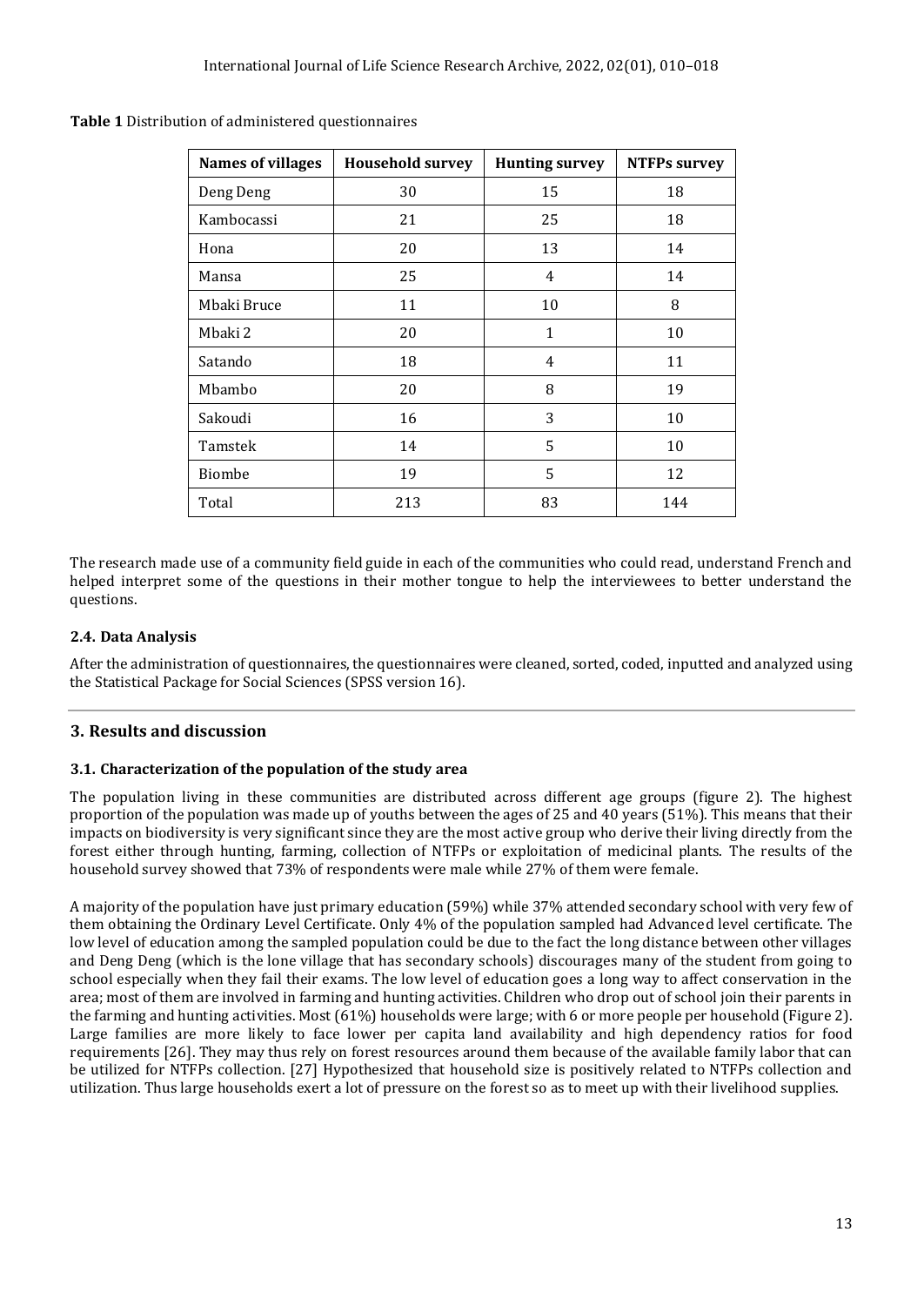**Table 1** Distribution of administered questionnaires

| Names of villages | Household survey | Hunting survey | NTFPs survey |
|---|---|---|---|
| Deng Deng | 30 | 15 | 18 |
| Kambocassi | 21 | 25 | 18 |
| Hona | 20 | 13 | 14 |
| Mansa | 25 | 4 | 14 |
| Mbaki Bruce | 11 | 10 | 8 |
| Mbaki 2 | 20 | 1 | 10 |
| Satando | 18 | 4 | 11 |
| Mbambo | 20 | 8 | 19 |
| Sakoudi | 16 | 3 | 10 |
| Tamstek | 14 | 5 | 10 |
| Biombe | 19 | 5 | 12 |
| Total | 213 | 83 | 144 |

The research made use of a community field guide in each of the communities who could read, understand French and helped interpret some of the questions in their mother tongue to help the interviewees to better understand the questions.

### 2.4. Data Analysis

After the administration of questionnaires, the questionnaires were cleaned, sorted, coded, inputted and analyzed using the Statistical Package for Social Sciences (SPSS version 16).

## 3. Results and discussion

### 3.1. Characterization of the population of the study area

The population living in these communities are distributed across different age groups (figure 2). The highest proportion of the population was made up of youths between the ages of 25 and 40 years (51%). This means that their impacts on biodiversity is very significant since they are the most active group who derive their living directly from the forest either through hunting, farming, collection of NTFPs or exploitation of medicinal plants. The results of the household survey showed that 73% of respondents were male while 27% of them were female.

A majority of the population have just primary education (59%) while 37% attended secondary school with very few of them obtaining the Ordinary Level Certificate. Only 4% of the population sampled had Advanced level certificate. The low level of education among the sampled population could be due to the fact the long distance between other villages and Deng Deng (which is the lone village that has secondary schools) discourages many of the student from going to school especially when they fail their exams. The low level of education goes a long way to affect conservation in the area; most of them are involved in farming and hunting activities. Children who drop out of school join their parents in the farming and hunting activities. Most (61%) households were large; with 6 or more people per household (Figure 2). Large families are more likely to face lower per capita land availability and high dependency ratios for food requirements [26]. They may thus rely on forest resources around them because of the available family labor that can be utilized for NTFPs collection. [27] Hypothesized that household size is positively related to NTFPs collection and utilization. Thus large households exert a lot of pressure on the forest so as to meet up with their livelihood supplies.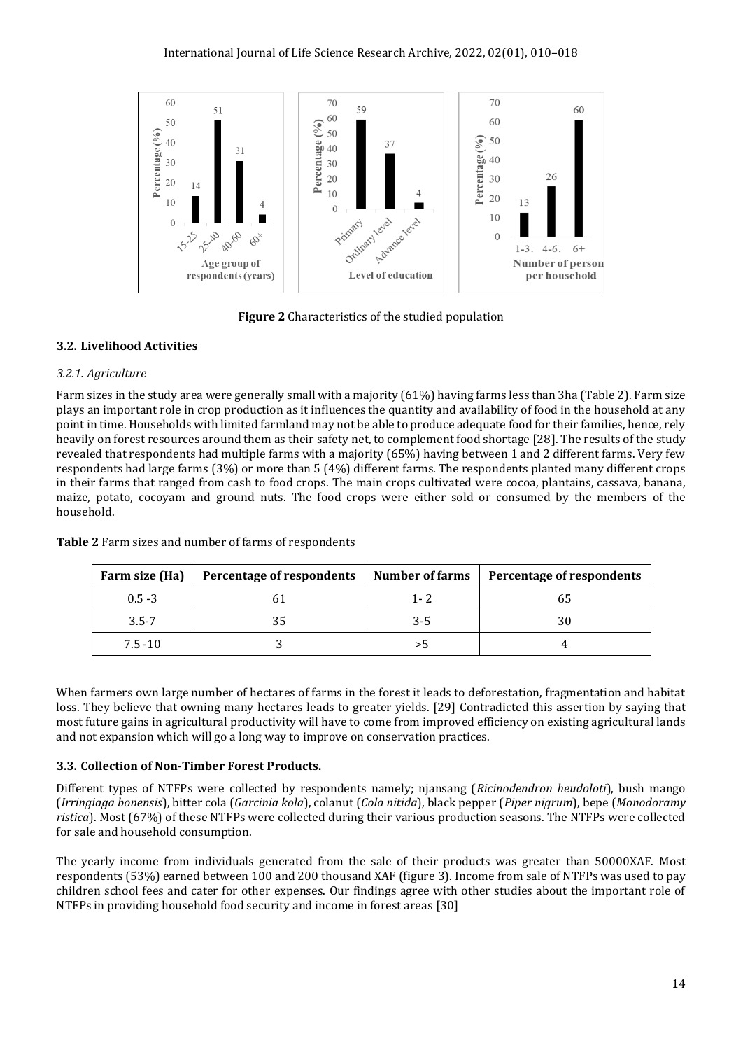Figure 2 Characteristics of the studied population

### 3.2. Livelihood Activities

#### *3.2.1. Agriculture*

Farm sizes in the study area were generally small with a majority (61%) having farms less than 3ha (Table 2). Farm size plays an important role in crop production as it influences the quantity and availability of food in the household at any point in time. Households with limited farmland may not be able to produce adequate food for their families, hence, rely heavily on forest resources around them as their safety net, to complement food shortage [28]. The results of the study revealed that respondents had multiple farms with a majority (65%) having between 1 and 2 different farms. Very few respondents had large farms (3%) or more than 5 (4%) different farms. The respondents planted many different crops in their farms that ranged from cash to food crops. The main crops cultivated were cocoa, plantains, cassava, banana, maize, potato, cocoyam and ground nuts. The food crops were either sold or consumed by the members of the household.

**Table 2** Farm sizes and number of farms of respondents

| Farm size (Ha) | Percentage of respondents | Number of farms | Percentage of respondents |
|---|---|---|---|
| 0.5 -3 | 61 | 1- 2 | 65 |
| 3.5-7 | 35 | 3-5 | 30 |
| 7.5 -10 | 3 | >5 | 4 |

When farmers own large number of hectares of farms in the forest it leads to deforestation, fragmentation and habitat loss. They believe that owning many hectares leads to greater yields. [29] Contradicted this assertion by saying that most future gains in agricultural productivity will have to come from improved efficiency on existing agricultural lands and not expansion which will go a long way to improve on conservation practices.

### 3.3. Collection of Non-Timber Forest Products.

Different types of NTFPs were collected by respondents namely; njansang (*Ricinodendron heudoloti*), bush mango (*Irringiaga bonensis*), bitter cola (*Garcinia kola*), colanut (*Cola nitida*), black pepper (*Piper nigrum*), bepe (*Monodoramy ristica*). Most (67%) of these NTFPs were collected during their various production seasons. The NTFPs were collected for sale and household consumption.

The yearly income from individuals generated from the sale of their products was greater than 50000XAF. Most respondents (53%) earned between 100 and 200 thousand XAF (figure 3). Income from sale of NTFPs was used to pay children school fees and cater for other expenses. Our findings agree with other studies about the important role of NTFPs in providing household food security and income in forest areas [30]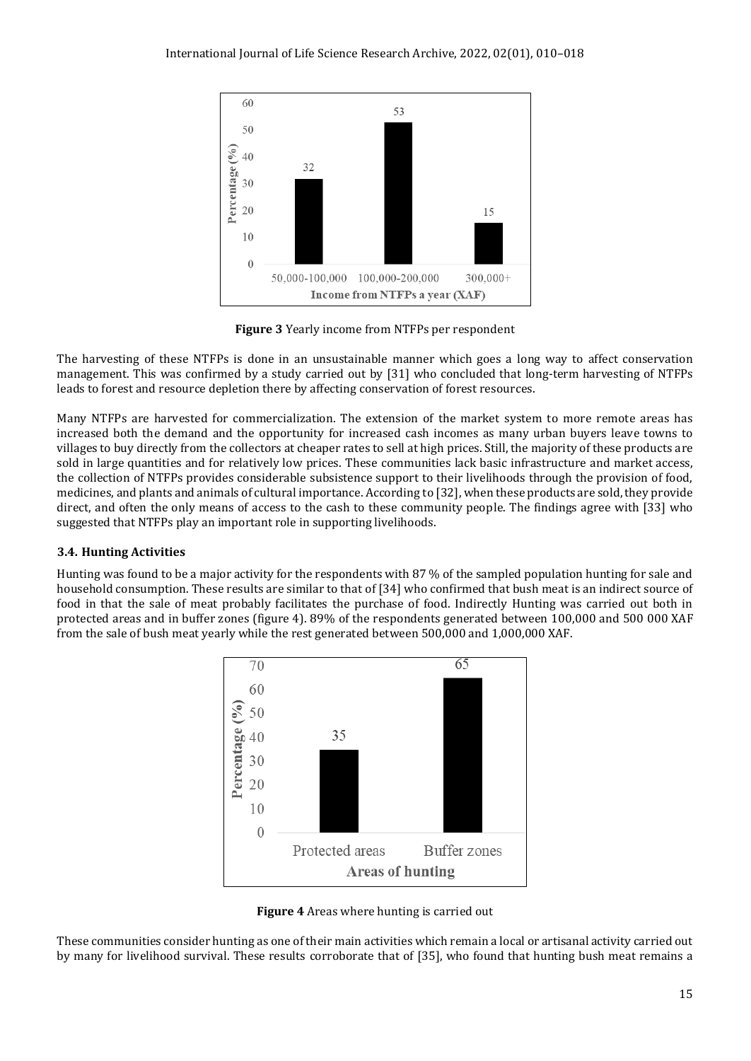**Figure 3** Yearly income from NTFPs per respondent

The harvesting of these NTFPs is done in an unsustainable manner which goes a long way to affect conservation management. This was confirmed by a study carried out by [31] who concluded that long-term harvesting of NTFPs leads to forest and resource depletion there by affecting conservation of forest resources.

Many NTFPs are harvested for commercialization. The extension of the market system to more remote areas has increased both the demand and the opportunity for increased cash incomes as many urban buyers leave towns to villages to buy directly from the collectors at cheaper rates to sell at high prices. Still, the majority of these products are sold in large quantities and for relatively low prices. These communities lack basic infrastructure and market access, the collection of NTFPs provides considerable subsistence support to their livelihoods through the provision of food, medicines, and plants and animals of cultural importance. According to [32], when these products are sold, they provide direct, and often the only means of access to the cash to these community people. The findings agree with [33] who suggested that NTFPs play an important role in supporting livelihoods.

### 3.4. Hunting Activities

Hunting was found to be a major activity for the respondents with 87 % of the sampled population hunting for sale and household consumption. These results are similar to that of [34] who confirmed that bush meat is an indirect source of food in that the sale of meat probably facilitates the purchase of food. Indirectly Hunting was carried out both in protected areas and in buffer zones (figure 4). 89% of the respondents generated between 100,000 and 500 000 XAF from the sale of bush meat yearly while the rest generated between 500,000 and 1,000,000 XAF.

**Figure 4** Areas where hunting is carried out

These communities consider hunting as one of their main activities which remain a local or artisanal activity carried out by many for livelihood survival. These results corroborate that of [35], who found that hunting bush meat remains a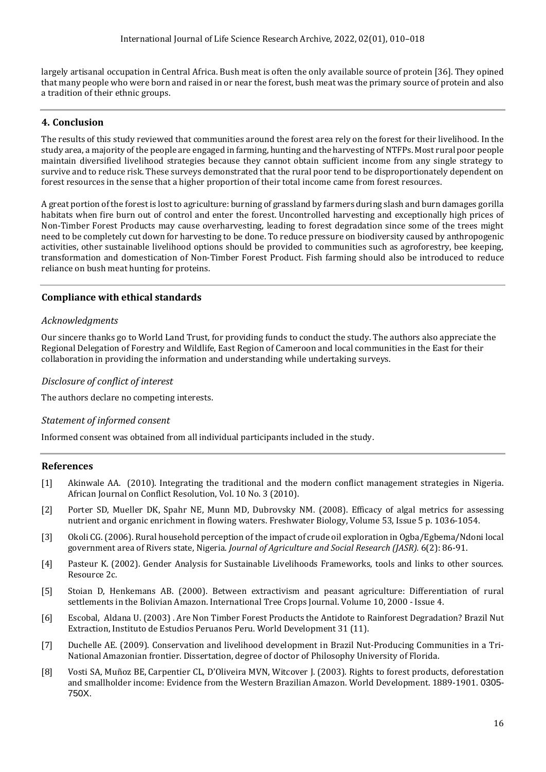largely artisanal occupation in Central Africa. Bush meat is often the only available source of protein [36]. They opined that many people who were born and raised in or near the forest, bush meat was the primary source of protein and also a tradition of their ethnic groups.

## 4. Conclusion

The results of this study reviewed that communities around the forest area rely on the forest for their livelihood. In the study area, a majority of the people are engaged in farming, hunting and the harvesting of NTFPs. Most rural poor people maintain diversified livelihood strategies because they cannot obtain sufficient income from any single strategy to survive and to reduce risk. These surveys demonstrated that the rural poor tend to be disproportionately dependent on forest resources in the sense that a higher proportion of their total income came from forest resources.

A great portion of the forest is lost to agriculture: burning of grassland by farmers during slash and burn damages gorilla habitats when fire burn out of control and enter the forest. Uncontrolled harvesting and exceptionally high prices of Non-Timber Forest Products may cause overharvesting, leading to forest degradation since some of the trees might need to be completely cut down for harvesting to be done. To reduce pressure on biodiversity caused by anthropogenic activities, other sustainable livelihood options should be provided to communities such as agroforestry, bee keeping, transformation and domestication of Non-Timber Forest Product. Fish farming should also be introduced to reduce reliance on bush meat hunting for proteins.

## Compliance with ethical standards

### *Acknowledgments*

Our sincere thanks go to World Land Trust, for providing funds to conduct the study. The authors also appreciate the Regional Delegation of Forestry and Wildlife, East Region of Cameroon and local communities in the East for their collaboration in providing the information and understanding while undertaking surveys.

### *Disclosure of conflict of interest*

The authors declare no competing interests.

### *Statement of informed consent*

Informed consent was obtained from all individual participants included in the study.

## References

[1] Akinwale AA. (2010). Integrating the traditional and the modern conflict management strategies in Nigeria. African Journal on Conflict Resolution, Vol. 10 No. 3 (2010).

[2] Porter SD, Mueller DK, Spahr NE, Munn MD, Dubrovsky NM. (2008). Efficacy of algal metrics for assessing nutrient and organic enrichment in flowing waters. Freshwater Biology, Volume 53, Issue 5 p. 1036-1054.

[3] Okoli CG. (2006). Rural household perception of the impact of crude oil exploration in Ogba/Egbema/Ndoni local government area of Rivers state, Nigeria. *Journal of Agriculture and Social Research (JASR).* 6(2): 86-91.

[4] Pasteur K. (2002). Gender Analysis for Sustainable Livelihoods Frameworks, tools and links to other sources. Resource 2c.

[5] Stoian D, Henkemans AB. (2000). Between extractivism and peasant agriculture: Differentiation of rural settlements in the Bolivian Amazon. International Tree Crops Journal. Volume 10, 2000 - Issue 4.

[6] Escobal, Aldana U. (2003) . Are Non Timber Forest Products the Antidote to Rainforest Degradation? Brazil Nut Extraction, Instituto de Estudios Peruanos Peru. World Development 31 (11).

[7] Duchelle AE. (2009). Conservation and livelihood development in Brazil Nut-Producing Communities in a Tri-National Amazonian frontier. Dissertation, degree of doctor of Philosophy University of Florida.

[8] Vosti SA, Muñoz BE, Carpentier CL, D'Oliveira MVN, Witcover J. (2003). Rights to forest products, deforestation and smallholder income: Evidence from the Western Brazilian Amazon. World Development. 1889-1901. 0305-750X.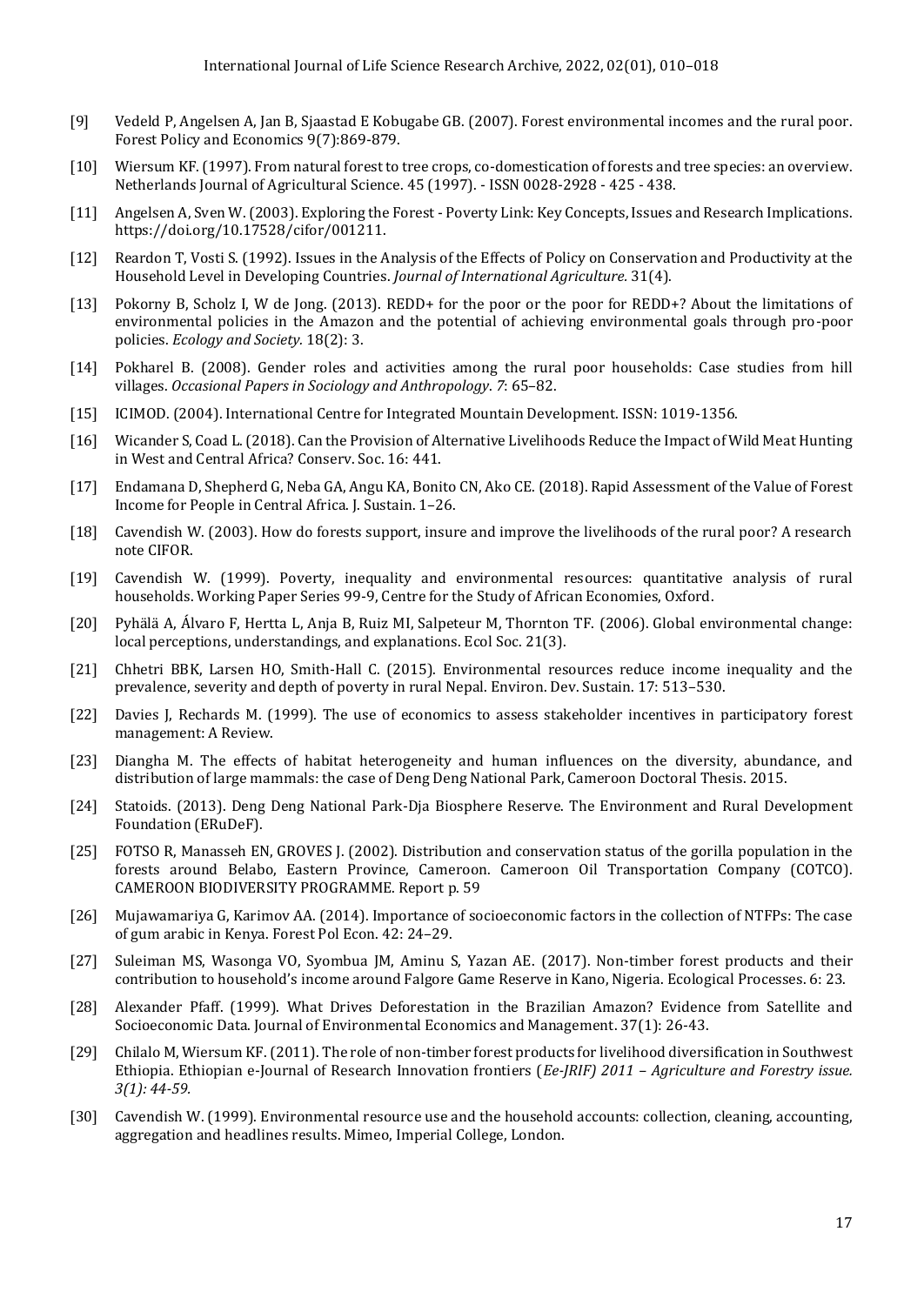- [9] Vedeld P, Angelsen A, Jan B, Sjaastad E Kobugabe GB. (2007). Forest environmental incomes and the rural poor. Forest Policy and Economics 9(7):869-879.
- [10] Wiersum KF. (1997). From natural forest to tree crops, co-domestication of forests and tree species: an overview. Netherlands Journal of Agricultural Science. 45 (1997). - ISSN 0028-2928 - 425 - 438.
- [11] Angelsen A, Sven W. (2003). Exploring the Forest - Poverty Link: Key Concepts, Issues and Research Implications. https://doi.org/10.17528/cifor/001211.
- [12] Reardon T, Vosti S. (1992). Issues in the Analysis of the Effects of Policy on Conservation and Productivity at the Household Level in Developing Countries. *Journal of International Agriculture.* 31(4).
- [13] Pokorny B, Scholz I, W de Jong. (2013). REDD+ for the poor or the poor for REDD+? About the limitations of environmental policies in the Amazon and the potential of achieving environmental goals through pro-poor policies. *Ecology and Society.* 18(2): 3.
- [14] Pokharel B. (2008). Gender roles and activities among the rural poor households: Case studies from hill villages. *Occasional Papers in Sociology and Anthropology*. *7*: 65–82.
- [15] ICIMOD. (2004). International Centre for Integrated Mountain Development. ISSN: 1019-1356.
- [16] Wicander S, Coad L. (2018). Can the Provision of Alternative Livelihoods Reduce the Impact of Wild Meat Hunting in West and Central Africa? Conserv. Soc. 16: 441.
- [17] Endamana D, Shepherd G, Neba GA, Angu KA, Bonito CN, Ako CE. (2018). Rapid Assessment of the Value of Forest Income for People in Central Africa. J. Sustain. 1–26.
- [18] Cavendish W. (2003). How do forests support, insure and improve the livelihoods of the rural poor? A research note CIFOR.
- [19] Cavendish W. (1999). Poverty, inequality and environmental resources: quantitative analysis of rural households. Working Paper Series 99-9, Centre for the Study of African Economies, Oxford.
- [20] Pyhälä A, Álvaro F, Hertta L, Anja B, Ruiz MI, Salpeteur M, Thornton TF. (2006). Global environmental change: local perceptions, understandings, and explanations. Ecol Soc. 21(3).
- [21] Chhetri BBK, Larsen HO, Smith-Hall C. (2015). Environmental resources reduce income inequality and the prevalence, severity and depth of poverty in rural Nepal. Environ. Dev. Sustain. 17: 513–530.
- [22] Davies J, Rechards M. (1999). The use of economics to assess stakeholder incentives in participatory forest management: A Review.
- [23] Diangha M. The effects of habitat heterogeneity and human influences on the diversity, abundance, and distribution of large mammals: the case of Deng Deng National Park, Cameroon Doctoral Thesis. 2015.
- [24] Statoids. (2013). Deng Deng National Park-Dja Biosphere Reserve. The Environment and Rural Development Foundation (ERuDeF).
- [25] FOTSO R, Manasseh EN, GROVES J. (2002). Distribution and conservation status of the gorilla population in the forests around Belabo, Eastern Province, Cameroon. Cameroon Oil Transportation Company (COTCO). CAMEROON BIODIVERSITY PROGRAMME. Report p. 59
- [26] Mujawamariya G, Karimov AA. (2014). Importance of socioeconomic factors in the collection of NTFPs: The case of gum arabic in Kenya. Forest Pol Econ. 42: 24–29.
- [27] Suleiman MS, Wasonga VO, Syombua JM, Aminu S, Yazan AE. (2017). Non-timber forest products and their contribution to household's income around Falgore Game Reserve in Kano, Nigeria. Ecological Processes. 6: 23.
- [28] Alexander Pfaff. (1999). What Drives Deforestation in the Brazilian Amazon? Evidence from Satellite and Socioeconomic Data. Journal of Environmental Economics and Management. 37(1): 26-43.
- [29] Chilalo M, Wiersum KF. (2011). The role of non-timber forest products for livelihood diversification in Southwest Ethiopia. Ethiopian e-Journal of Research Innovation frontiers (*Ee-JRIF) 2011 – Agriculture and Forestry issue. 3(1): 44-59.*
- [30] Cavendish W. (1999). Environmental resource use and the household accounts: collection, cleaning, accounting, aggregation and headlines results. Mimeo, Imperial College, London.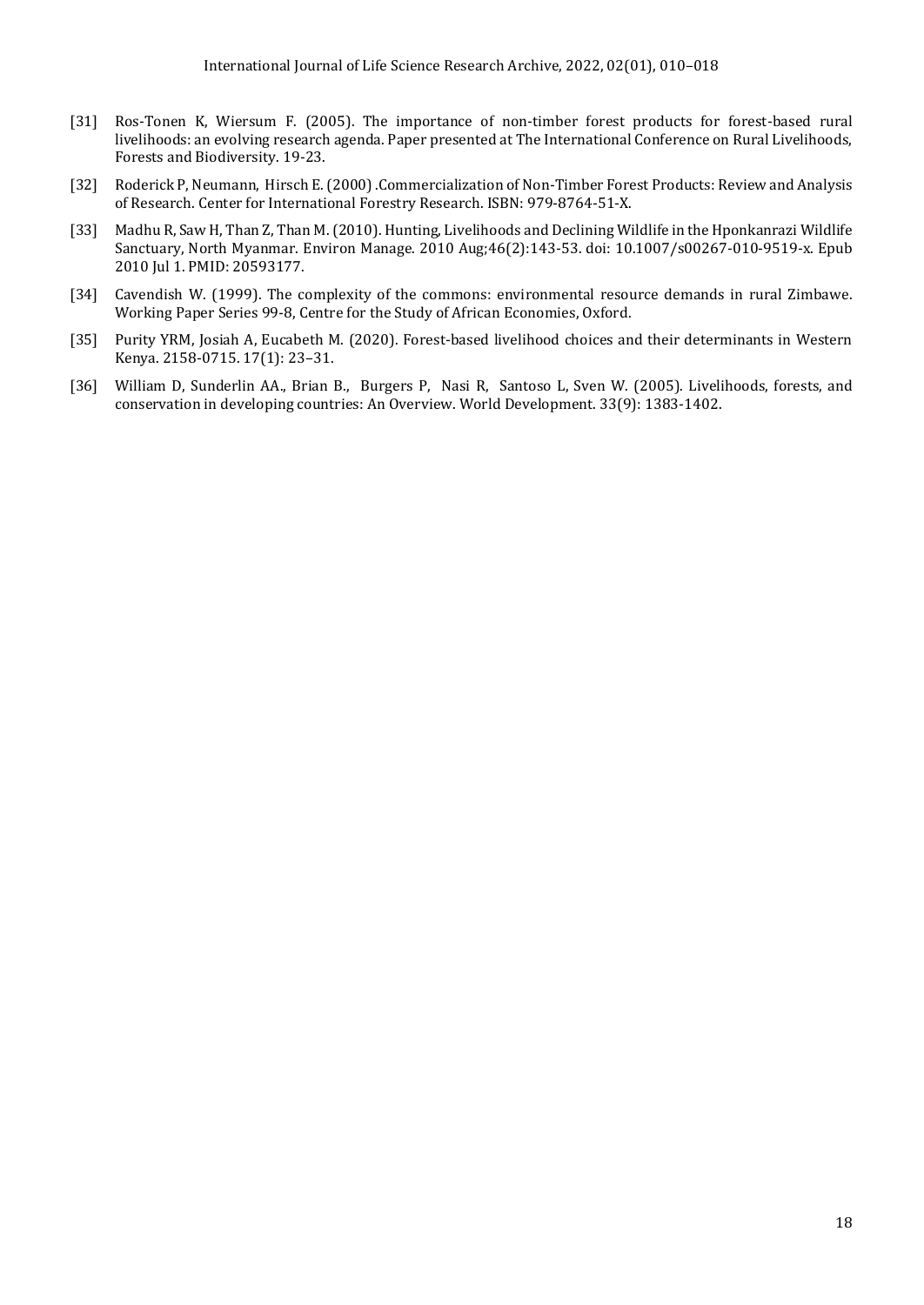[31] Ros-Tonen K, Wiersum F. (2005). The importance of non-timber forest products for forest-based rural livelihoods: an evolving research agenda. Paper presented at The International Conference on Rural Livelihoods, Forests and Biodiversity. 19-23.

[32] Roderick P, Neumann, Hirsch E. (2000) .Commercialization of Non-Timber Forest Products: Review and Analysis of Research. Center for International Forestry Research. ISBN: 979-8764-51-X.

[33] Madhu R, Saw H, Than Z, Than M. (2010). Hunting, Livelihoods and Declining Wildlife in the Hponkanrazi Wildlife Sanctuary, North Myanmar. Environ Manage. 2010 Aug;46(2):143-53. doi: 10.1007/s00267-010-9519-x. Epub 2010 Jul 1. PMID: 20593177.

[34] Cavendish W. (1999). The complexity of the commons: environmental resource demands in rural Zimbawe. Working Paper Series 99-8, Centre for the Study of African Economies, Oxford.

[35] Purity YRM, Josiah A, Eucabeth M. (2020). Forest-based livelihood choices and their determinants in Western Kenya. 2158-0715. 17(1): 23–31.

[36] William D, Sunderlin AA., Brian B., Burgers P, Nasi R, Santoso L, Sven W. (2005). Livelihoods, forests, and conservation in developing countries: An Overview. World Development. 33(9): 1383-1402.